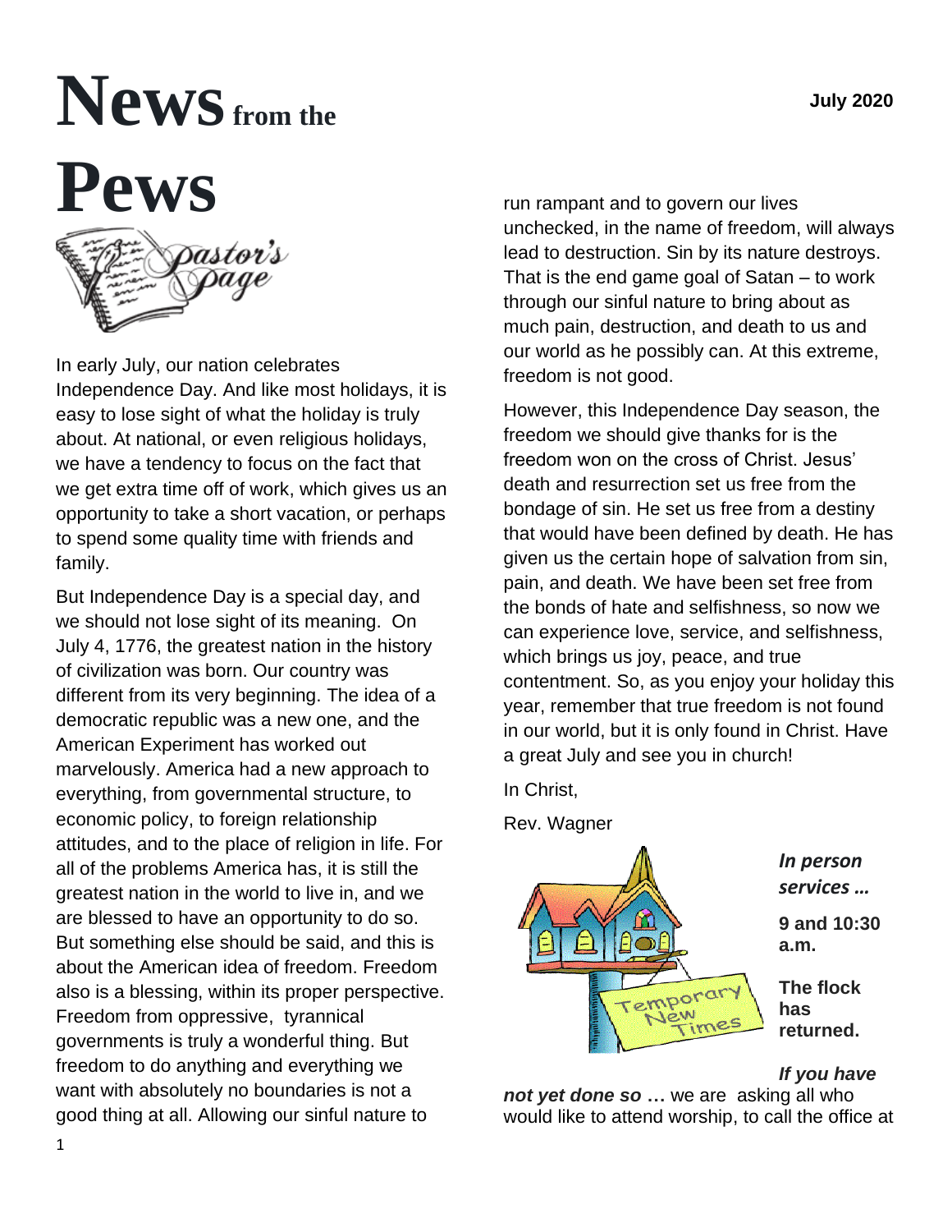# News from the Pews

**July 2020**

## Pastor's Page

In early July, our nation celebrates Independence Day. And like most holidays, it is easy to lose sight of what the holiday is truly about. At national, or even religious holidays, we have a tendency to focus on the fact that we get extra time off of work, which gives us an opportunity to take a short vacation, or perhaps to spend some quality time with friends and family.

But Independence Day is a special day, and we should not lose sight of its meaning. On July 4, 1776, the greatest nation in the history of civilization was born. Our country was different from its very beginning. The idea of a democratic republic was a new one, and the American Experiment has worked out marvelously. America had a new approach to everything, from governmental structure, to economic policy, to foreign relationship attitudes, and to the place of religion in life. For all of the problems America has, it is still the greatest nation in the world to live in, and we are blessed to have an opportunity to do so. But something else should be said, and this is about the American idea of freedom. Freedom also is a blessing, within its proper perspective. Freedom from oppressive, tyrannical governments is truly a wonderful thing. But freedom to do anything and everything we want with absolutely no boundaries is not a good thing at all. Allowing our sinful nature to run rampant and to govern our lives unchecked, in the name of freedom, will always lead to destruction. Sin by its nature destroys. That is the end game goal of Satan – to work through our sinful nature to bring about as much pain, destruction, and death to us and our world as he possibly can. At this extreme, freedom is not good.

However, this Independence Day season, the freedom we should give thanks for is the freedom won on the cross of Christ. Jesus' death and resurrection set us free from the bondage of sin. He set us free from a destiny that would have been defined by death. He has given us the certain hope of salvation from sin, pain, and death. We have been set free from the bonds of hate and selfishness, so now we can experience love, service, and selfishness, which brings us joy, peace, and true contentment. So, as you enjoy your holiday this year, remember that true freedom is not found in our world, but it is only found in Christ. Have a great July and see you in church!

In Christ,

Rev. Wagner

Temporary New Times

***In person services …***

**9 and 10:30 a.m.**

**The flock has returned.**

***If you have not yet done so …*** we are asking all who would like to attend worship, to call the office at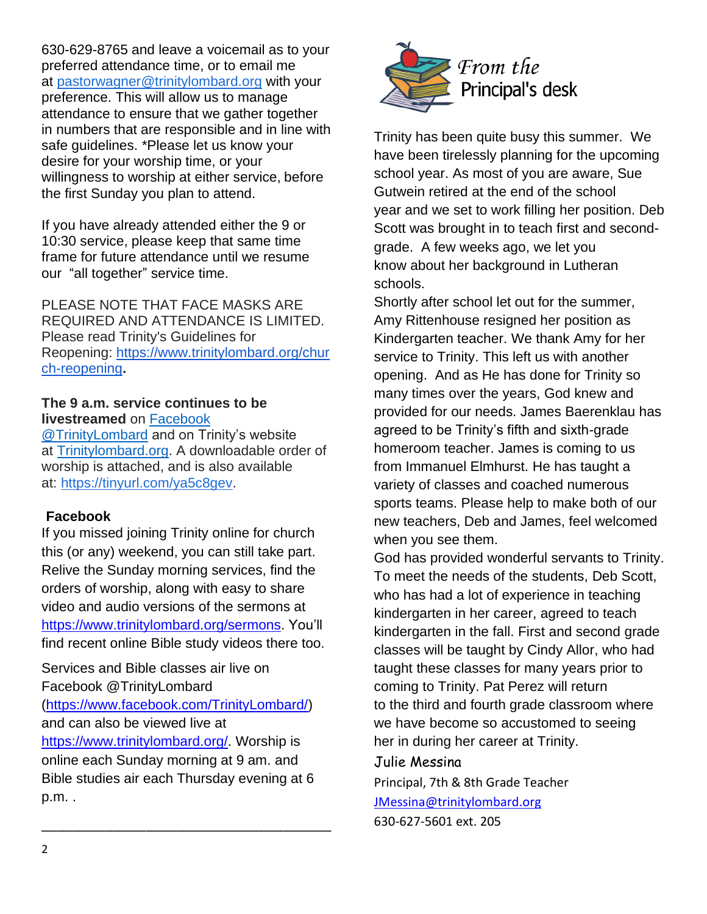630-629-8765 and leave a voicemail as to your preferred attendance time, or to email me at pastorwagner@trinitylombard.org with your preference. This will allow us to manage attendance to ensure that we gather together in numbers that are responsible and in line with safe guidelines. *Please let us know your desire for your worship time, or your willingness to worship at either service, before the first Sunday you plan to attend.

If you have already attended either the 9 or 10:30 service, please keep that same time frame for future attendance until we resume our "all together" service time.

PLEASE NOTE THAT FACE MASKS ARE REQUIRED AND ATTENDANCE IS LIMITED. Please read Trinity's Guidelines for Reopening: https://www.trinitylombard.org/church-reopening.

**The 9 a.m. service continues to be livestreamed** on Facebook @TrinityLombard and on Trinity's website at Trinitylombard.org. A downloadable order of worship is attached, and is also available at: https://tinyurl.com/ya5c8gev.

**Facebook**

If you missed joining Trinity online for church this (or any) weekend, you can still take part. Relive the Sunday morning services, find the orders of worship, along with easy to share video and audio versions of the sermons at https://www.trinitylombard.org/sermons. You'll find recent online Bible study videos there too.

Services and Bible classes air live on Facebook @TrinityLombard (https://www.facebook.com/TrinityLombard/) and can also be viewed live at https://www.trinitylombard.org/. Worship is online each Sunday morning at 9 am. and Bible studies air each Thursday evening at 6 p.m. .

---

## From the Principal's desk

Trinity has been quite busy this summer. We have been tirelessly planning for the upcoming school year. As most of you are aware, Sue Gutwein retired at the end of the school year and we set to work filling her position. Deb Scott was brought in to teach first and second-grade. A few weeks ago, we let you know about her background in Lutheran schools.

Shortly after school let out for the summer, Amy Rittenhouse resigned her position as Kindergarten teacher. We thank Amy for her service to Trinity. This left us with another opening. And as He has done for Trinity so many times over the years, God knew and provided for our needs. James Baerenklau has agreed to be Trinity's fifth and sixth-grade homeroom teacher. James is coming to us from Immanuel Elmhurst. He has taught a variety of classes and coached numerous sports teams. Please help to make both of our new teachers, Deb and James, feel welcomed when you see them.

God has provided wonderful servants to Trinity. To meet the needs of the students, Deb Scott, who has had a lot of experience in teaching kindergarten in her career, agreed to teach kindergarten in the fall. First and second grade classes will be taught by Cindy Allor, who had taught these classes for many years prior to coming to Trinity. Pat Perez will return to the third and fourth grade classroom where we have become so accustomed to seeing her in during her career at Trinity.

Julie Messina
Principal, 7th & 8th Grade Teacher
JMessina@trinitylombard.org
630-627-5601 ext. 205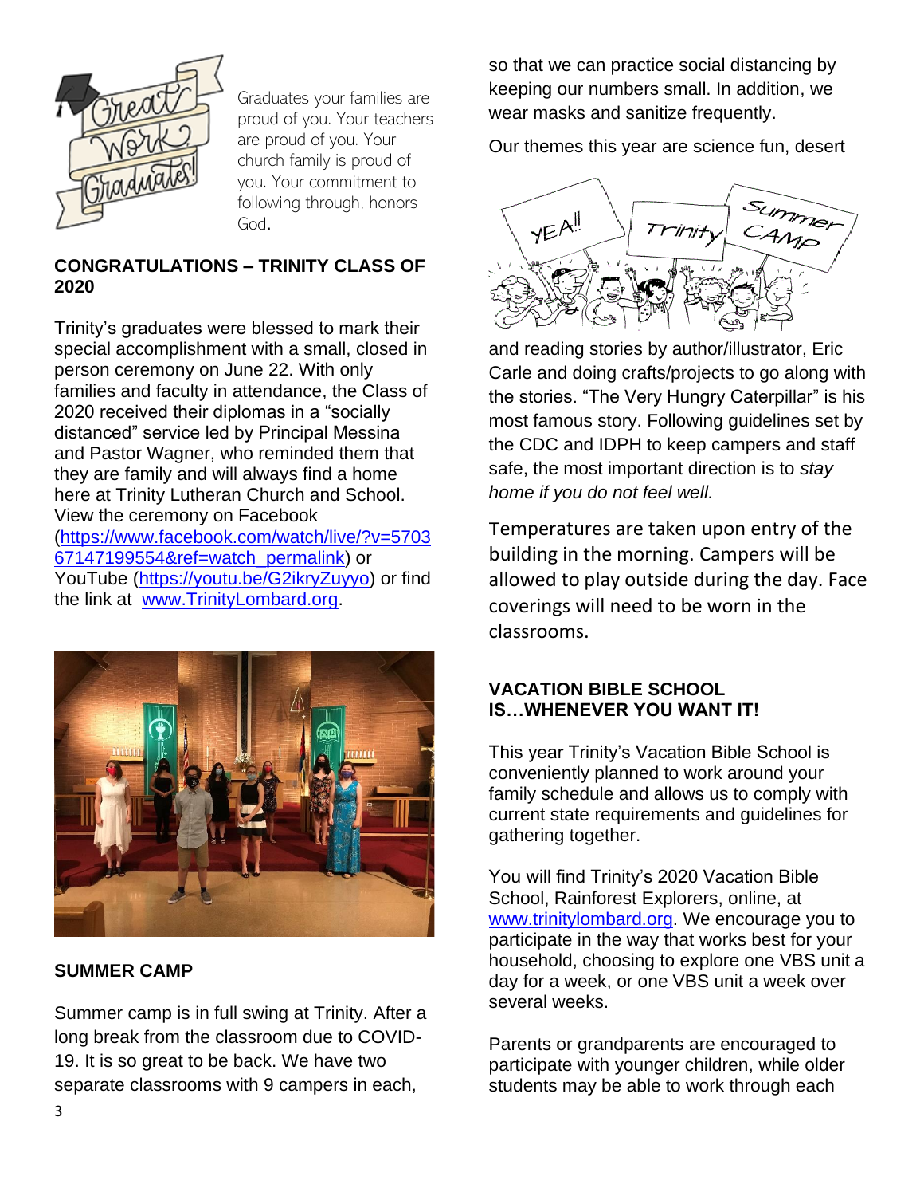Graduates your families are proud of you. Your teachers are proud of you. Your church family is proud of you. Your commitment to following through, honors God.

## CONGRATULATIONS – TRINITY CLASS OF 2020

Trinity's graduates were blessed to mark their special accomplishment with a small, closed in person ceremony on June 22. With only families and faculty in attendance, the Class of 2020 received their diplomas in a "socially distanced" service led by Principal Messina and Pastor Wagner, who reminded them that they are family and will always find a home here at Trinity Lutheran Church and School. View the ceremony on Facebook (https://www.facebook.com/watch/live/?v=570367147199554&ref=watch_permalink) or YouTube (https://youtu.be/G2ikryZuyyo) or find the link at www.TrinityLombard.org.

## SUMMER CAMP

Summer camp is in full swing at Trinity. After a long break from the classroom due to COVID-19. It is so great to be back. We have two separate classrooms with 9 campers in each, so that we can practice social distancing by keeping our numbers small. In addition, we wear masks and sanitize frequently.

Our themes this year are science fun, desert and reading stories by author/illustrator, Eric Carle and doing crafts/projects to go along with the stories. "The Very Hungry Caterpillar" is his most famous story. Following guidelines set by the CDC and IDPH to keep campers and staff safe, the most important direction is to *stay home if you do not feel well.*

Temperatures are taken upon entry of the building in the morning. Campers will be allowed to play outside during the day. Face coverings will need to be worn in the classrooms.

## VACATION BIBLE SCHOOL IS…WHENEVER YOU WANT IT!

This year Trinity's Vacation Bible School is conveniently planned to work around your family schedule and allows us to comply with current state requirements and guidelines for gathering together.

You will find Trinity's 2020 Vacation Bible School, Rainforest Explorers, online, at www.trinitylombard.org. We encourage you to participate in the way that works best for your household, choosing to explore one VBS unit a day for a week, or one VBS unit a week over several weeks.

Parents or grandparents are encouraged to participate with younger children, while older students may be able to work through each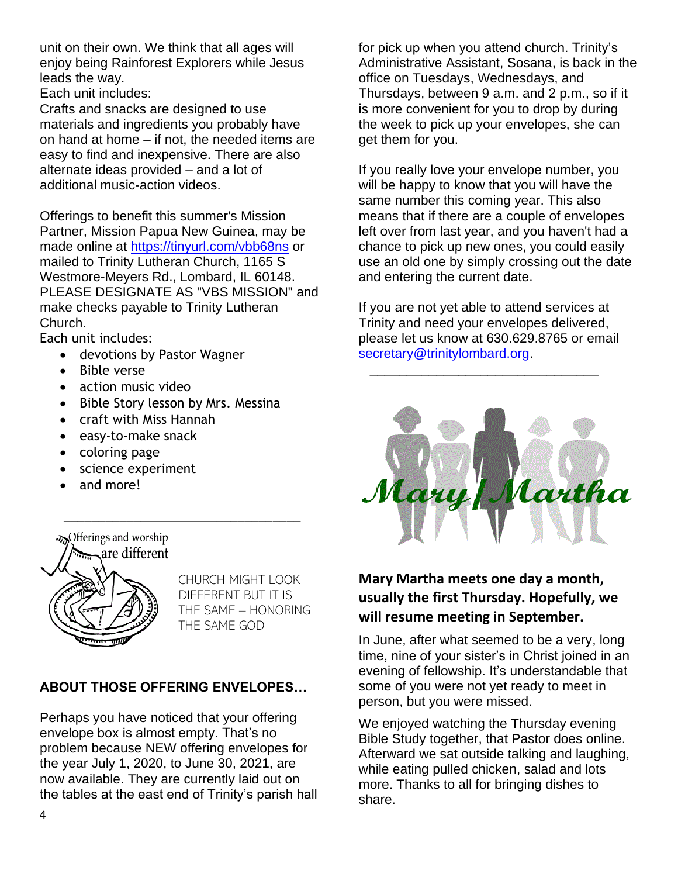unit on their own. We think that all ages will enjoy being Rainforest Explorers while Jesus leads the way.

Each unit includes:

Crafts and snacks are designed to use materials and ingredients you probably have on hand at home – if not, the needed items are easy to find and inexpensive. There are also alternate ideas provided – and a lot of additional music-action videos.

Offerings to benefit this summer's Mission Partner, Mission Papua New Guinea, may be made online at https://tinyurl.com/vbb68ns or mailed to Trinity Lutheran Church, 1165 S Westmore-Meyers Rd., Lombard, IL 60148. PLEASE DESIGNATE AS "VBS MISSION" and make checks payable to Trinity Lutheran Church.

Each unit includes:

- devotions by Pastor Wagner
- Bible verse
- action music video
- Bible Story lesson by Mrs. Messina
- craft with Miss Hannah
- easy-to-make snack
- coloring page
- science experiment
- and more!

---

Offerings and worship are different

CHURCH MIGHT LOOK DIFFERENT BUT IT IS THE SAME – HONORING THE SAME GOD

**ABOUT THOSE OFFERING ENVELOPES…**

Perhaps you have noticed that your offering envelope box is almost empty. That's no problem because NEW offering envelopes for the year July 1, 2020, to June 30, 2021, are now available. They are currently laid out on the tables at the east end of Trinity's parish hall for pick up when you attend church. Trinity's Administrative Assistant, Sosana, is back in the office on Tuesdays, Wednesdays, and Thursdays, between 9 a.m. and 2 p.m., so if it is more convenient for you to drop by during the week to pick up your envelopes, she can get them for you.

If you really love your envelope number, you will be happy to know that you will have the same number this coming year. This also means that if there are a couple of envelopes left over from last year, and you haven't had a chance to pick up new ones, you could easily use an old one by simply crossing out the date and entering the current date.

If you are not yet able to attend services at Trinity and need your envelopes delivered, please let us know at 630.629.8765 or email secretary@trinitylombard.org.

---

Mary/Martha

**Mary Martha meets one day a month, usually the first Thursday. Hopefully, we will resume meeting in September.**

In June, after what seemed to be a very, long time, nine of your sister's in Christ joined in an evening of fellowship. It's understandable that some of you were not yet ready to meet in person, but you were missed.

We enjoyed watching the Thursday evening Bible Study together, that Pastor does online. Afterward we sat outside talking and laughing, while eating pulled chicken, salad and lots more. Thanks to all for bringing dishes to share.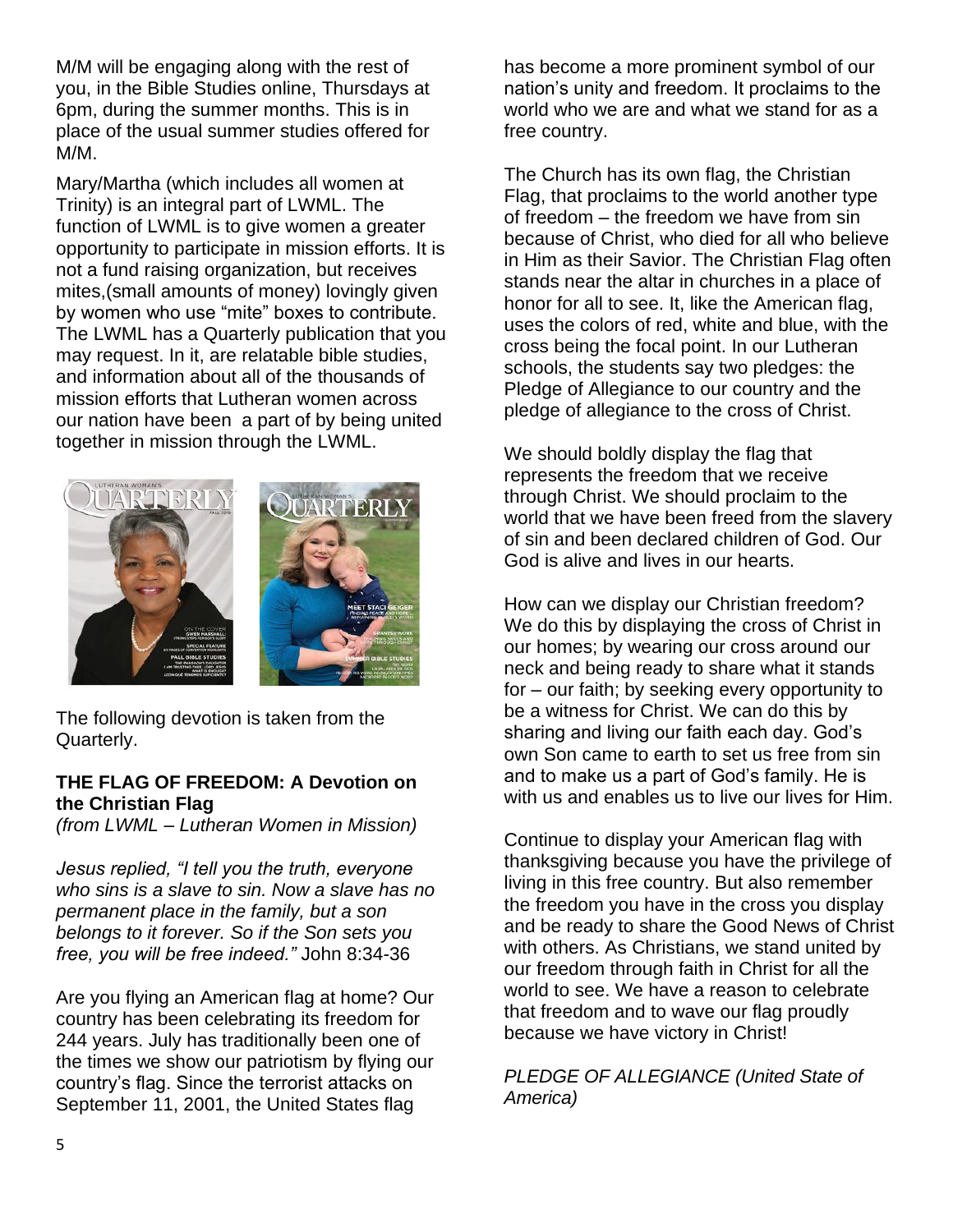M/M will be engaging along with the rest of you, in the Bible Studies online, Thursdays at 6pm, during the summer months. This is in place of the usual summer studies offered for M/M.

Mary/Martha (which includes all women at Trinity) is an integral part of LWML. The function of LWML is to give women a greater opportunity to participate in mission efforts. It is not a fund raising organization, but receives mites,(small amounts of money) lovingly given by women who use "mite" boxes to contribute. The LWML has a Quarterly publication that you may request. In it, are relatable bible studies, and information about all of the thousands of mission efforts that Lutheran women across our nation have been a part of by being united together in mission through the LWML.

The following devotion is taken from the Quarterly.

**THE FLAG OF FREEDOM: A Devotion on the Christian Flag**
*(from LWML – Lutheran Women in Mission)*

*Jesus replied, "I tell you the truth, everyone who sins is a slave to sin. Now a slave has no permanent place in the family, but a son belongs to it forever. So if the Son sets you free, you will be free indeed."* John 8:34-36

Are you flying an American flag at home? Our country has been celebrating its freedom for 244 years. July has traditionally been one of the times we show our patriotism by flying our country's flag. Since the terrorist attacks on September 11, 2001, the United States flag has become a more prominent symbol of our nation's unity and freedom. It proclaims to the world who we are and what we stand for as a free country.

The Church has its own flag, the Christian Flag, that proclaims to the world another type of freedom – the freedom we have from sin because of Christ, who died for all who believe in Him as their Savior. The Christian Flag often stands near the altar in churches in a place of honor for all to see. It, like the American flag, uses the colors of red, white and blue, with the cross being the focal point. In our Lutheran schools, the students say two pledges: the Pledge of Allegiance to our country and the pledge of allegiance to the cross of Christ.

We should boldly display the flag that represents the freedom that we receive through Christ. We should proclaim to the world that we have been freed from the slavery of sin and been declared children of God. Our God is alive and lives in our hearts.

How can we display our Christian freedom? We do this by displaying the cross of Christ in our homes; by wearing our cross around our neck and being ready to share what it stands for – our faith; by seeking every opportunity to be a witness for Christ. We can do this by sharing and living our faith each day. God's own Son came to earth to set us free from sin and to make us a part of God's family. He is with us and enables us to live our lives for Him.

Continue to display your American flag with thanksgiving because you have the privilege of living in this free country. But also remember the freedom you have in the cross you display and be ready to share the Good News of Christ with others. As Christians, we stand united by our freedom through faith in Christ for all the world to see. We have a reason to celebrate that freedom and to wave our flag proudly because we have victory in Christ!

*PLEDGE OF ALLEGIANCE (United State of America)*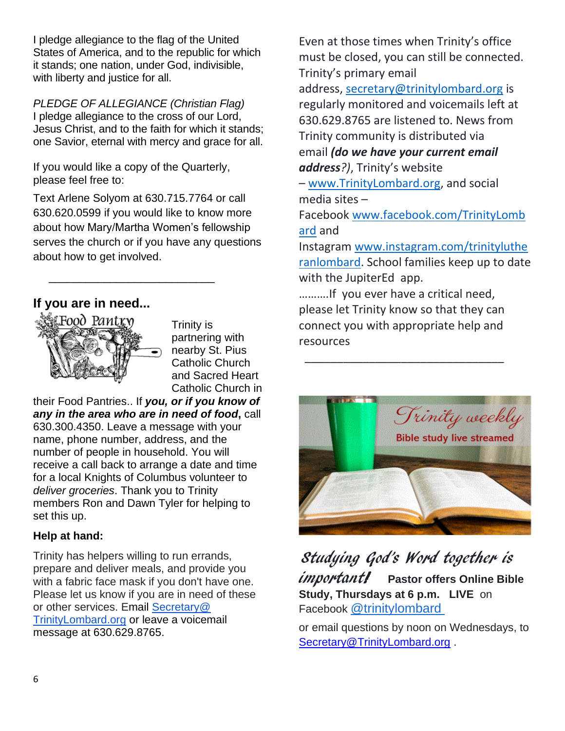I pledge allegiance to the flag of the United States of America, and to the republic for which it stands; one nation, under God, indivisible, with liberty and justice for all.

*PLEDGE OF ALLEGIANCE (Christian Flag)*
I pledge allegiance to the cross of our Lord, Jesus Christ, and to the faith for which it stands; one Savior, eternal with mercy and grace for all.

If you would like a copy of the Quarterly, please feel free to:

Text Arlene Solyom at 630.715.7764 or call 630.620.0599 if you would like to know more about how Mary/Martha Women's fellowship serves the church or if you have any questions about how to get involved.

---

## If you are in need...

Food Pantry

Trinity is partnering with nearby St. Pius Catholic Church and Sacred Heart Catholic Church in their Food Pantries.. If ***you, or if you know of any in the area who are in need of food***, call 630.300.4350. Leave a message with your name, phone number, address, and the number of people in household. You will receive a call back to arrange a date and time for a local Knights of Columbus volunteer to *deliver groceries*. Thank you to Trinity members Ron and Dawn Tyler for helping to set this up.

### Help at hand:

Trinity has helpers willing to run errands, prepare and deliver meals, and provide you with a fabric face mask if you don't have one. Please let us know if you are in need of these or other services. Email Secretary@ TrinityLombard.org or leave a voicemail message at 630.629.8765.

Even at those times when Trinity's office must be closed, you can still be connected. Trinity's primary email address, secretary@trinitylombard.org is regularly monitored and voicemails left at 630.629.8765 are listened to. News from Trinity community is distributed via email ***(do we have your current email address****?)*, Trinity's website – www.TrinityLombard.org, and social media sites – Facebook www.facebook.com/TrinityLombard and Instagram www.instagram.com/trinitylutheranlombard. School families keep up to date with the JupiterEd app.

……….If you ever have a critical need, please let Trinity know so that they can connect you with appropriate help and resources

---

*Trinity weekly*
**Bible study live streamed**

***Studying God's Word together is important!*** **Pastor offers Online Bible Study, Thursdays at 6 p.m. LIVE** on Facebook @trinitylombard

or email questions by noon on Wednesdays, to Secretary@TrinityLombard.org .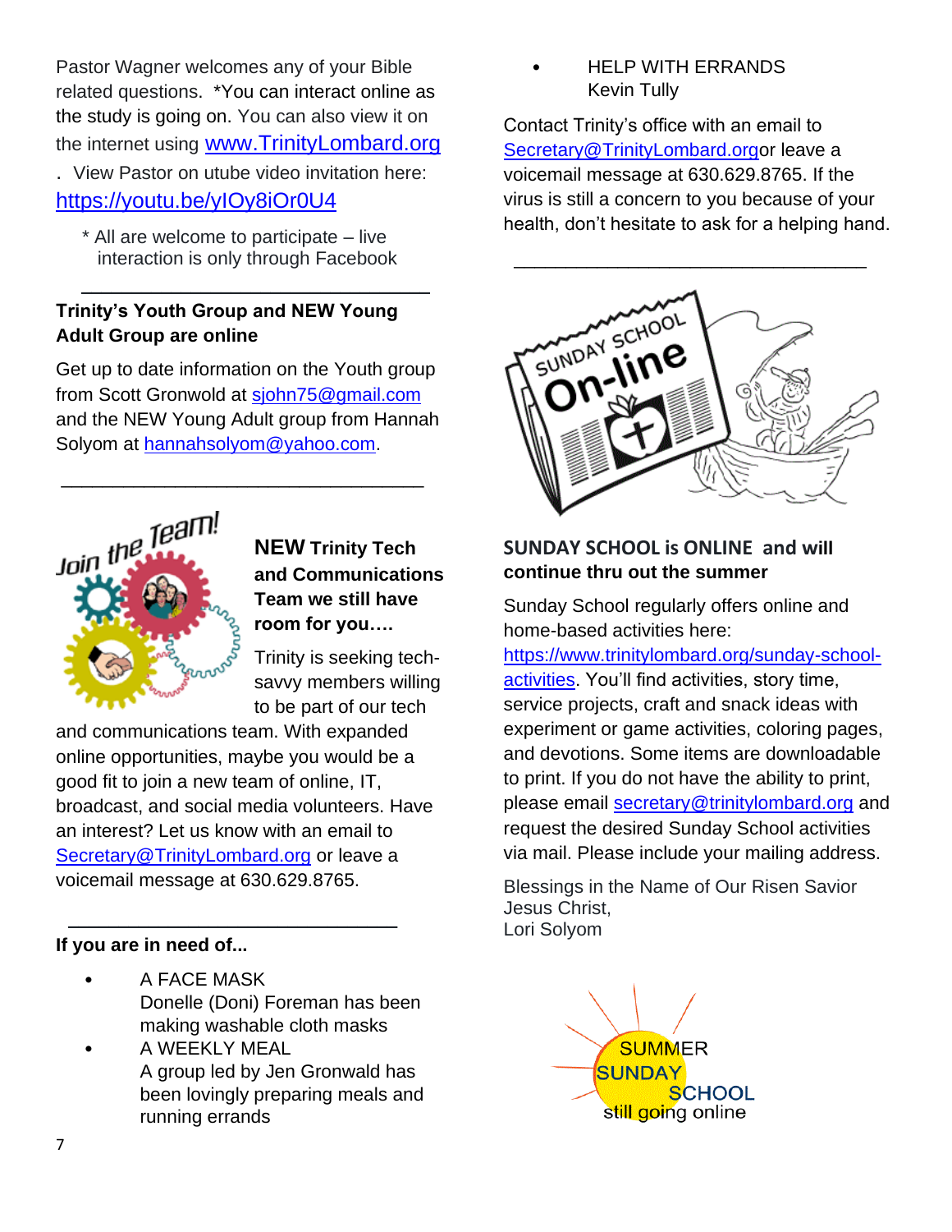Pastor Wagner welcomes any of your Bible related questions. *You can interact online as the study is going on. You can also view it on the internet using www.TrinityLombard.org

. View Pastor on utube video invitation here: https://youtu.be/yIOy8iOr0U4

* All are welcome to participate – live interaction is only through Facebook

---

**Trinity's Youth Group and NEW Young Adult Group are online**

Get up to date information on the Youth group from Scott Gronwold at sjohn75@gmail.com and the NEW Young Adult group from Hannah Solyom at hannahsolyom@yahoo.com.

---

Join the Team!

**NEW Trinity Tech and Communications Team we still have room for you….**

Trinity is seeking tech-savvy members willing to be part of our tech and communications team. With expanded online opportunities, maybe you would be a good fit to join a new team of online, IT, broadcast, and social media volunteers. Have an interest? Let us know with an email to Secretary@TrinityLombard.org or leave a voicemail message at 630.629.8765.

---

**If you are in need of...**

- A FACE MASK
  Donelle (Doni) Foreman has been making washable cloth masks
- A WEEKLY MEAL
  A group led by Jen Gronwald has been lovingly preparing meals and running errands
- HELP WITH ERRANDS
  Kevin Tully

Contact Trinity's office with an email to Secretary@TrinityLombard.orgor leave a voicemail message at 630.629.8765. If the virus is still a concern to you because of your health, don't hesitate to ask for a helping hand.

---

SUNDAY SCHOOL On-line

**SUNDAY SCHOOL is ONLINE and will continue thru out the summer**

Sunday School regularly offers online and home-based activities here: https://www.trinitylombard.org/sunday-school-activities. You'll find activities, story time, service projects, craft and snack ideas with experiment or game activities, coloring pages, and devotions. Some items are downloadable to print. If you do not have the ability to print, please email secretary@trinitylombard.org and request the desired Sunday School activities via mail. Please include your mailing address.

Blessings in the Name of Our Risen Savior Jesus Christ,
Lori Solyom

SUMMER SUNDAY SCHOOL still going online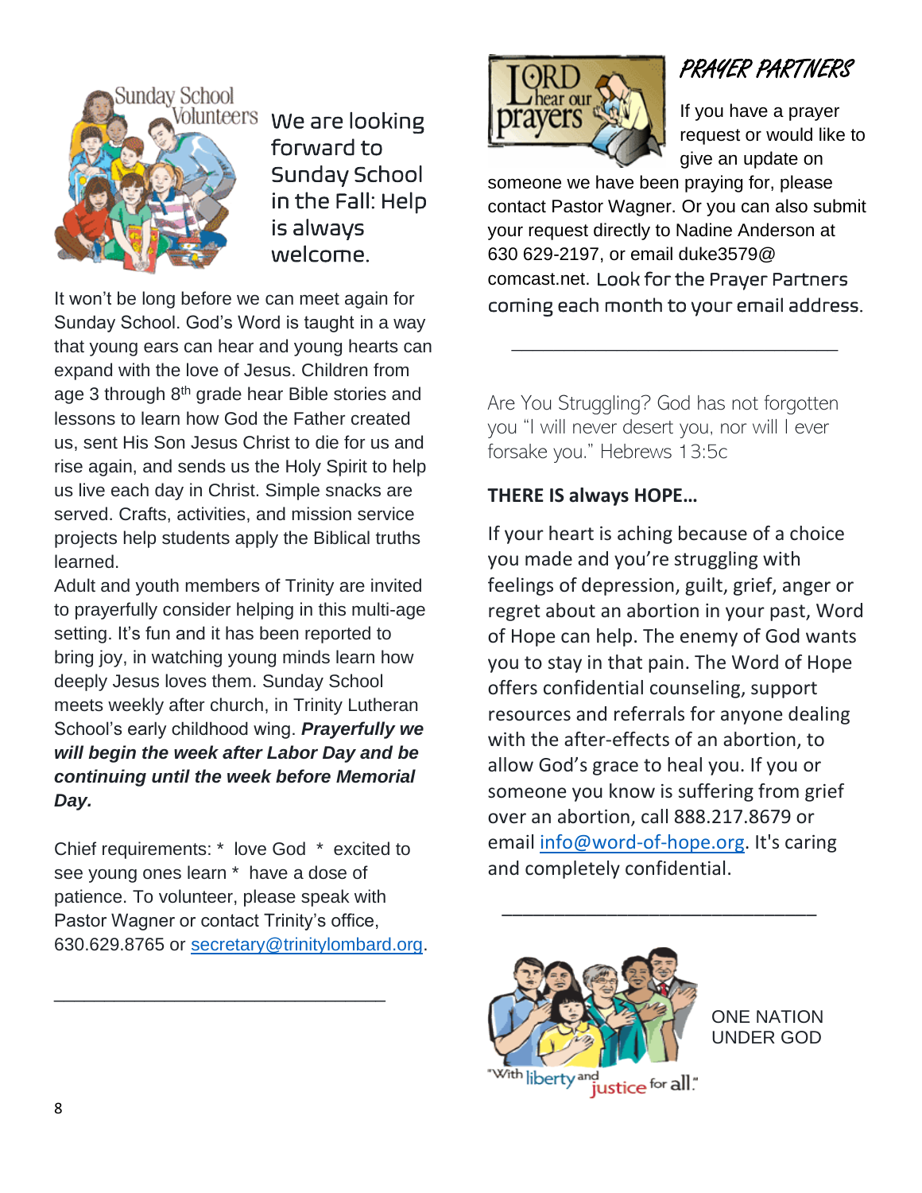We are looking forward to Sunday School in the Fall: Help is always welcome.

It won't be long before we can meet again for Sunday School. God's Word is taught in a way that young ears can hear and young hearts can expand with the love of Jesus. Children from age 3 through 8th grade hear Bible stories and lessons to learn how God the Father created us, sent His Son Jesus Christ to die for us and rise again, and sends us the Holy Spirit to help us live each day in Christ. Simple snacks are served. Crafts, activities, and mission service projects help students apply the Biblical truths learned.

Adult and youth members of Trinity are invited to prayerfully consider helping in this multi-age setting. It's fun and it has been reported to bring joy, in watching young minds learn how deeply Jesus loves them. Sunday School meets weekly after church, in Trinity Lutheran School's early childhood wing. ***Prayerfully we will begin the week after Labor Day and be continuing until the week before Memorial Day.***

Chief requirements: * love God * excited to see young ones learn * have a dose of patience. To volunteer, please speak with Pastor Wagner or contact Trinity's office, 630.629.8765 or secretary@trinitylombard.org.

---

## PRAYER PARTNERS

If you have a prayer request or would like to give an update on someone we have been praying for, please contact Pastor Wagner. Or you can also submit your request directly to Nadine Anderson at 630 629-2197, or email duke3579@comcast.net. Look for the Prayer Partners coming each month to your email address.

---

Are You Struggling? God has not forgotten you "I will never desert you, nor will I ever forsake you." Hebrews 13:5c

**THERE IS always HOPE…**

If your heart is aching because of a choice you made and you're struggling with feelings of depression, guilt, grief, anger or regret about an abortion in your past, Word of Hope can help. The enemy of God wants you to stay in that pain. The Word of Hope offers confidential counseling, support resources and referrals for anyone dealing with the after-effects of an abortion, to allow God's grace to heal you. If you or someone you know is suffering from grief over an abortion, call 888.217.8679 or email info@word-of-hope.org. It's caring and completely confidential.

---

ONE NATION UNDER GOD

"With liberty and justice for all."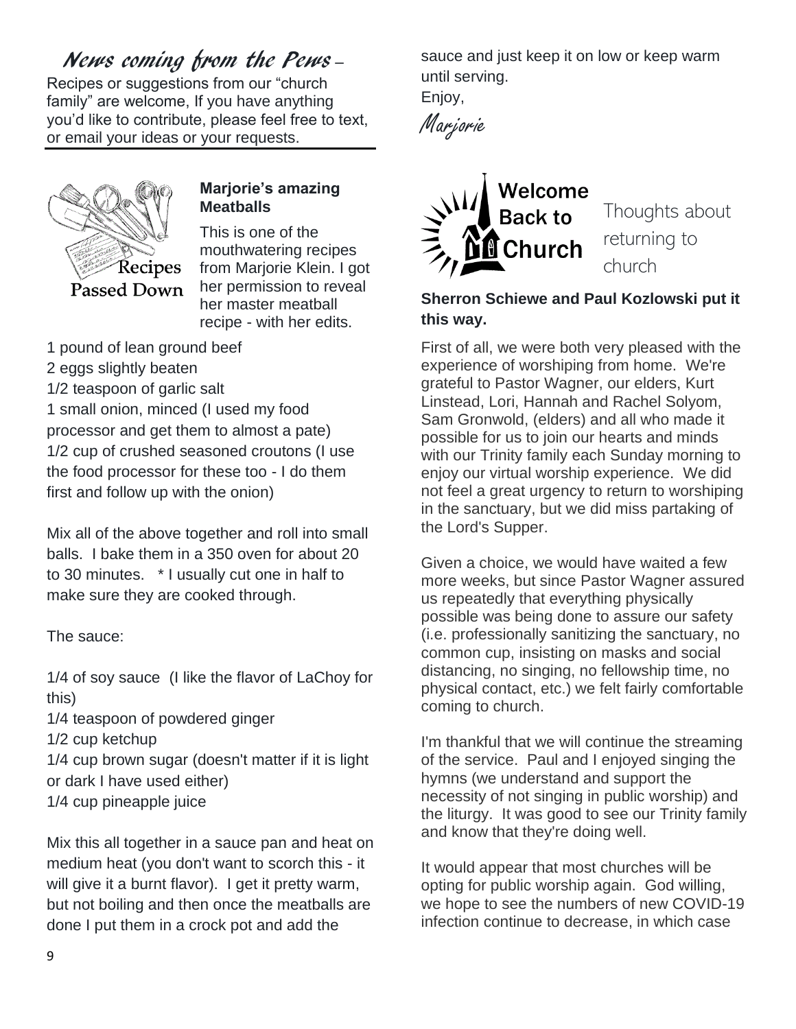## *News coming from the Pews –*

Recipes or suggestions from our "church family" are welcome, If you have anything you'd like to contribute, please feel free to text, or email your ideas or your requests.

Recipes Passed Down

**Marjorie's amazing Meatballs**

This is one of the mouthwatering recipes from Marjorie Klein. I got her permission to reveal her master meatball recipe - with her edits.

1 pound of lean ground beef
2 eggs slightly beaten
1/2 teaspoon of garlic salt
1 small onion, minced (I used my food processor and get them to almost a pate)
1/2 cup of crushed seasoned croutons (I use the food processor for these too - I do them first and follow up with the onion)

Mix all of the above together and roll into small balls. I bake them in a 350 oven for about 20 to 30 minutes. * I usually cut one in half to make sure they are cooked through.

The sauce:

1/4 of soy sauce (I like the flavor of LaChoy for this)
1/4 teaspoon of powdered ginger
1/2 cup ketchup
1/4 cup brown sugar (doesn't matter if it is light or dark I have used either)
1/4 cup pineapple juice

Mix this all together in a sauce pan and heat on medium heat (you don't want to scorch this - it will give it a burnt flavor). I get it pretty warm, but not boiling and then once the meatballs are done I put them in a crock pot and add the sauce and just keep it on low or keep warm until serving.

Enjoy,

*Marjorie*

**Welcome Back to Church**

Thoughts about returning to church

**Sherron Schiewe and Paul Kozlowski put it this way.**

First of all, we were both very pleased with the experience of worshiping from home. We're grateful to Pastor Wagner, our elders, Kurt Linstead, Lori, Hannah and Rachel Solyom, Sam Gronwold, (elders) and all who made it possible for us to join our hearts and minds with our Trinity family each Sunday morning to enjoy our virtual worship experience. We did not feel a great urgency to return to worshiping in the sanctuary, but we did miss partaking of the Lord's Supper.

Given a choice, we would have waited a few more weeks, but since Pastor Wagner assured us repeatedly that everything physically possible was being done to assure our safety (i.e. professionally sanitizing the sanctuary, no common cup, insisting on masks and social distancing, no singing, no fellowship time, no physical contact, etc.) we felt fairly comfortable coming to church.

I'm thankful that we will continue the streaming of the service. Paul and I enjoyed singing the hymns (we understand and support the necessity of not singing in public worship) and the liturgy. It was good to see our Trinity family and know that they're doing well.

It would appear that most churches will be opting for public worship again. God willing, we hope to see the numbers of new COVID-19 infection continue to decrease, in which case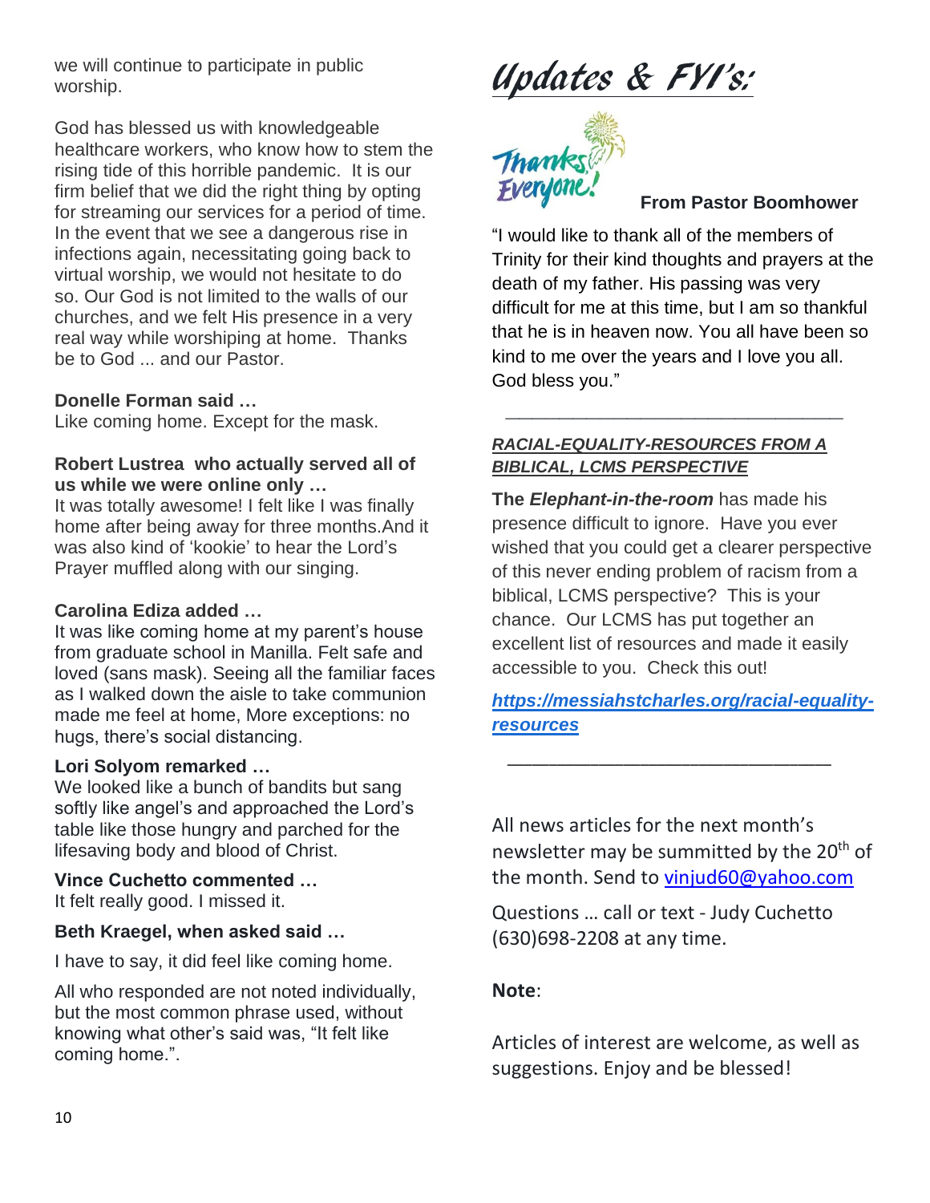we will continue to participate in public worship.

God has blessed us with knowledgeable healthcare workers, who know how to stem the rising tide of this horrible pandemic. It is our firm belief that we did the right thing by opting for streaming our services for a period of time. In the event that we see a dangerous rise in infections again, necessitating going back to virtual worship, we would not hesitate to do so. Our God is not limited to the walls of our churches, and we felt His presence in a very real way while worshiping at home. Thanks be to God ... and our Pastor.

**Donelle Forman said …**
Like coming home. Except for the mask.

**Robert Lustrea who actually served all of us while we were online only …**
It was totally awesome! I felt like I was finally home after being away for three months.And it was also kind of 'kookie' to hear the Lord's Prayer muffled along with our singing.

**Carolina Ediza added …**
It was like coming home at my parent's house from graduate school in Manilla. Felt safe and loved (sans mask). Seeing all the familiar faces as I walked down the aisle to take communion made me feel at home, More exceptions: no hugs, there's social distancing.

**Lori Solyom remarked …**
We looked like a bunch of bandits but sang softly like angel's and approached the Lord's table like those hungry and parched for the lifesaving body and blood of Christ.

**Vince Cuchetto commented …**
It felt really good. I missed it.

**Beth Kraegel, when asked said …**

I have to say, it did feel like coming home.

All who responded are not noted individually, but the most common phrase used, without knowing what other's said was, "It felt like coming home.".

# *Updates & FYI's:*

Thanks Everyone!

**From Pastor Boomhower**

"I would like to thank all of the members of Trinity for their kind thoughts and prayers at the death of my father. His passing was very difficult for me at this time, but I am so thankful that he is in heaven now. You all have been so kind to me over the years and I love you all. God bless you."

---

***RACIAL-EQUALITY-RESOURCES FROM A BIBLICAL, LCMS PERSPECTIVE***

**The *Elephant-in-the-room*** has made his presence difficult to ignore. Have you ever wished that you could get a clearer perspective of this never ending problem of racism from a biblical, LCMS perspective? This is your chance. Our LCMS has put together an excellent list of resources and made it easily accessible to you. Check this out!

***https://messiahstcharles.org/racial-equality-resources***

---

All news articles for the next month's newsletter may be summitted by the 20th of the month. Send to vinjud60@yahoo.com

Questions … call or text - Judy Cuchetto (630)698-2208 at any time.

**Note**:

Articles of interest are welcome, as well as suggestions. Enjoy and be blessed!